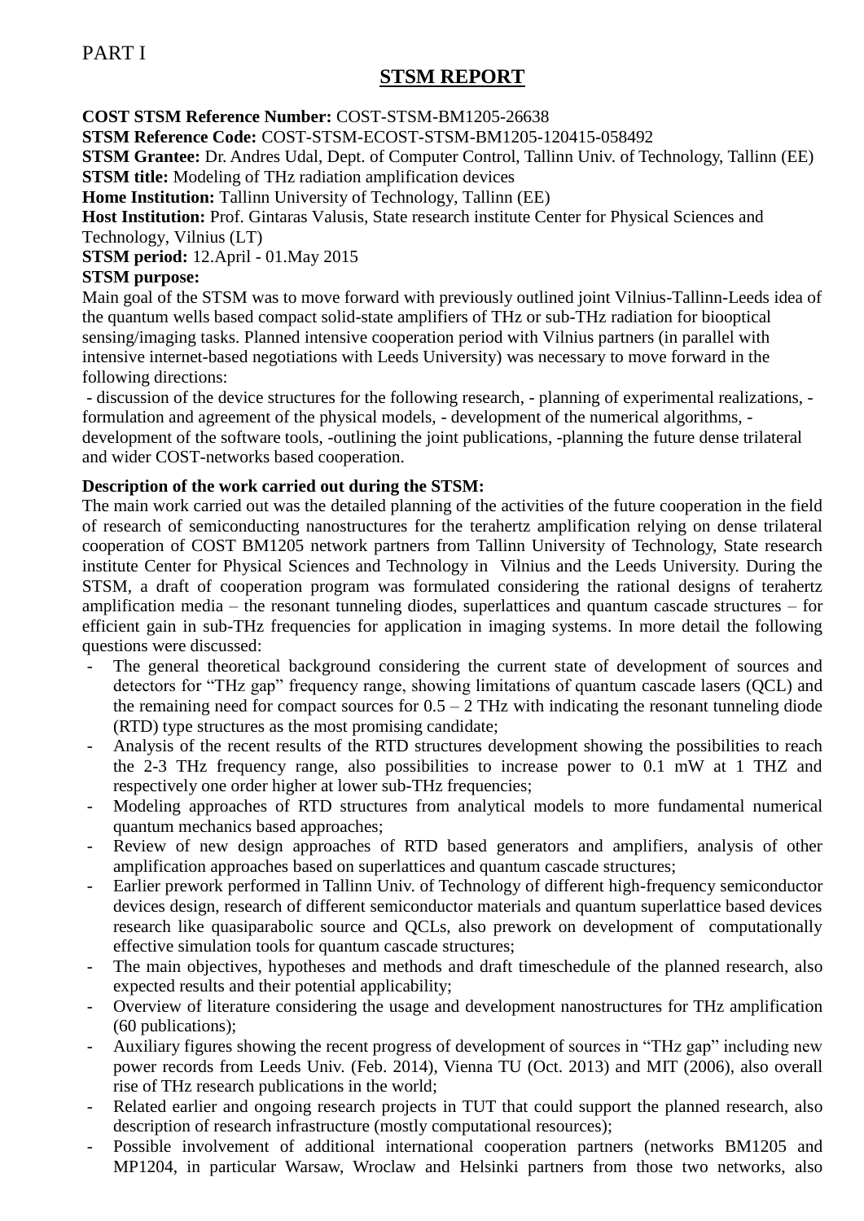PART I

# STSM REPORT

**COST STSM Reference Number:** COST-STSM-BM1205-26638
**STSM Reference Code:** COST-STSM-ECOST-STSM-BM1205-120415-058492
**STSM Grantee:** Dr. Andres Udal, Dept. of Computer Control, Tallinn Univ. of Technology, Tallinn (EE)
**STSM title:** Modeling of THz radiation amplification devices
**Home Institution:** Tallinn University of Technology, Tallinn (EE)
**Host Institution:** Prof. Gintaras Valusis, State research institute Center for Physical Sciences and Technology, Vilnius (LT)
**STSM period:** 12.April - 01.May 2015
**STSM purpose:**

Main goal of the STSM was to move forward with previously outlined joint Vilnius-Tallinn-Leeds idea of the quantum wells based compact solid-state amplifiers of THz or sub-THz radiation for biooptical sensing/imaging tasks. Planned intensive cooperation period with Vilnius partners (in parallel with intensive internet-based negotiations with Leeds University) was necessary to move forward in the following directions:

- discussion of the device structures for the following research, - planning of experimental realizations, - formulation and agreement of the physical models, - development of the numerical algorithms, - development of the software tools, -outlining the joint publications, -planning the future dense trilateral and wider COST-networks based cooperation.

**Description of the work carried out during the STSM:**

The main work carried out was the detailed planning of the activities of the future cooperation in the field of research of semiconducting nanostructures for the terahertz amplification relying on dense trilateral cooperation of COST BM1205 network partners from Tallinn University of Technology, State research institute Center for Physical Sciences and Technology in Vilnius and the Leeds University. During the STSM, a draft of cooperation program was formulated considering the rational designs of terahertz amplification media – the resonant tunneling diodes, superlattices and quantum cascade structures – for efficient gain in sub-THz frequencies for application in imaging systems. In more detail the following questions were discussed:

- The general theoretical background considering the current state of development of sources and detectors for "THz gap" frequency range, showing limitations of quantum cascade lasers (QCL) and the remaining need for compact sources for 0.5 – 2 THz with indicating the resonant tunneling diode (RTD) type structures as the most promising candidate;
- Analysis of the recent results of the RTD structures development showing the possibilities to reach the 2-3 THz frequency range, also possibilities to increase power to 0.1 mW at 1 THZ and respectively one order higher at lower sub-THz frequencies;
- Modeling approaches of RTD structures from analytical models to more fundamental numerical quantum mechanics based approaches;
- Review of new design approaches of RTD based generators and amplifiers, analysis of other amplification approaches based on superlattices and quantum cascade structures;
- Earlier prework performed in Tallinn Univ. of Technology of different high-frequency semiconductor devices design, research of different semiconductor materials and quantum superlattice based devices research like quasiparabolic source and QCLs, also prework on development of computationally effective simulation tools for quantum cascade structures;
- The main objectives, hypotheses and methods and draft timeschedule of the planned research, also expected results and their potential applicability;
- Overview of literature considering the usage and development nanostructures for THz amplification (60 publications);
- Auxiliary figures showing the recent progress of development of sources in "THz gap" including new power records from Leeds Univ. (Feb. 2014), Vienna TU (Oct. 2013) and MIT (2006), also overall rise of THz research publications in the world;
- Related earlier and ongoing research projects in TUT that could support the planned research, also description of research infrastructure (mostly computational resources);
- Possible involvement of additional international cooperation partners (networks BM1205 and MP1204, in particular Warsaw, Wroclaw and Helsinki partners from those two networks, also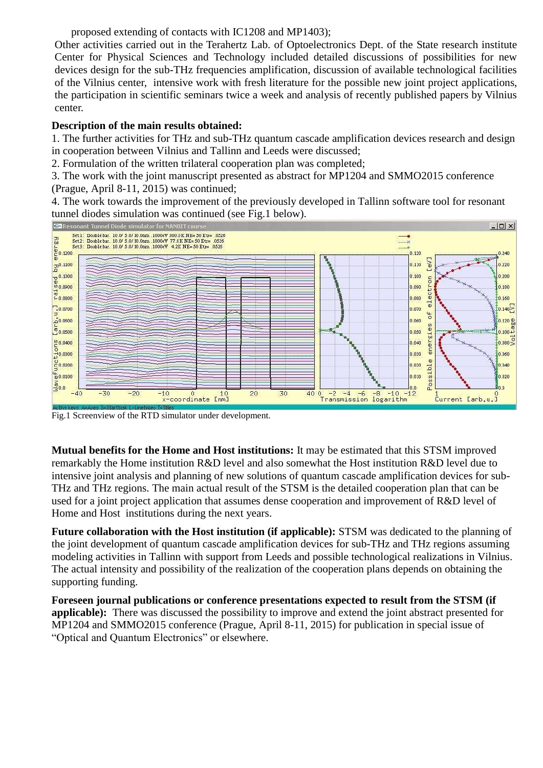proposed extending of contacts with IC1208 and MP1403);

Other activities carried out in the Terahertz Lab. of Optoelectronics Dept. of the State research institute Center for Physical Sciences and Technology included detailed discussions of possibilities for new devices design for the sub-THz frequencies amplification, discussion of available technological facilities of the Vilnius center, intensive work with fresh literature for the possible new joint project applications, the participation in scientific seminars twice a week and analysis of recently published papers by Vilnius center.

**Description of the main results obtained:**

1. The further activities for THz and sub-THz quantum cascade amplification devices research and design in cooperation between Vilnius and Tallinn and Leeds were discussed;
2. Formulation of the written trilateral cooperation plan was completed;
3. The work with the joint manuscript presented as abstract for MP1204 and SMMO2015 conference (Prague, April 8-11, 2015) was continued;
4. The work towards the improvement of the previously developed in Tallinn software tool for resonant tunnel diodes simulation was continued (see Fig.1 below).

Fig.1 Screenview of the RTD simulator under development.

**Mutual benefits for the Home and Host institutions:** It may be estimated that this STSM improved remarkably the Home institution R&D level and also somewhat the Host institution R&D level due to intensive joint analysis and planning of new solutions of quantum cascade amplification devices for sub-THz and THz regions. The main actual result of the STSM is the detailed cooperation plan that can be used for a joint project application that assumes dense cooperation and improvement of R&D level of Home and Host institutions during the next years.

**Future collaboration with the Host institution (if applicable):** STSM was dedicated to the planning of the joint development of quantum cascade amplification devices for sub-THz and THz regions assuming modeling activities in Tallinn with support from Leeds and possible technological realizations in Vilnius. The actual intensity and possibility of the realization of the cooperation plans depends on obtaining the supporting funding.

**Foreseen journal publications or conference presentations expected to result from the STSM (if applicable):** There was discussed the possibility to improve and extend the joint abstract presented for MP1204 and SMMO2015 conference (Prague, April 8-11, 2015) for publication in special issue of "Optical and Quantum Electronics" or elsewhere.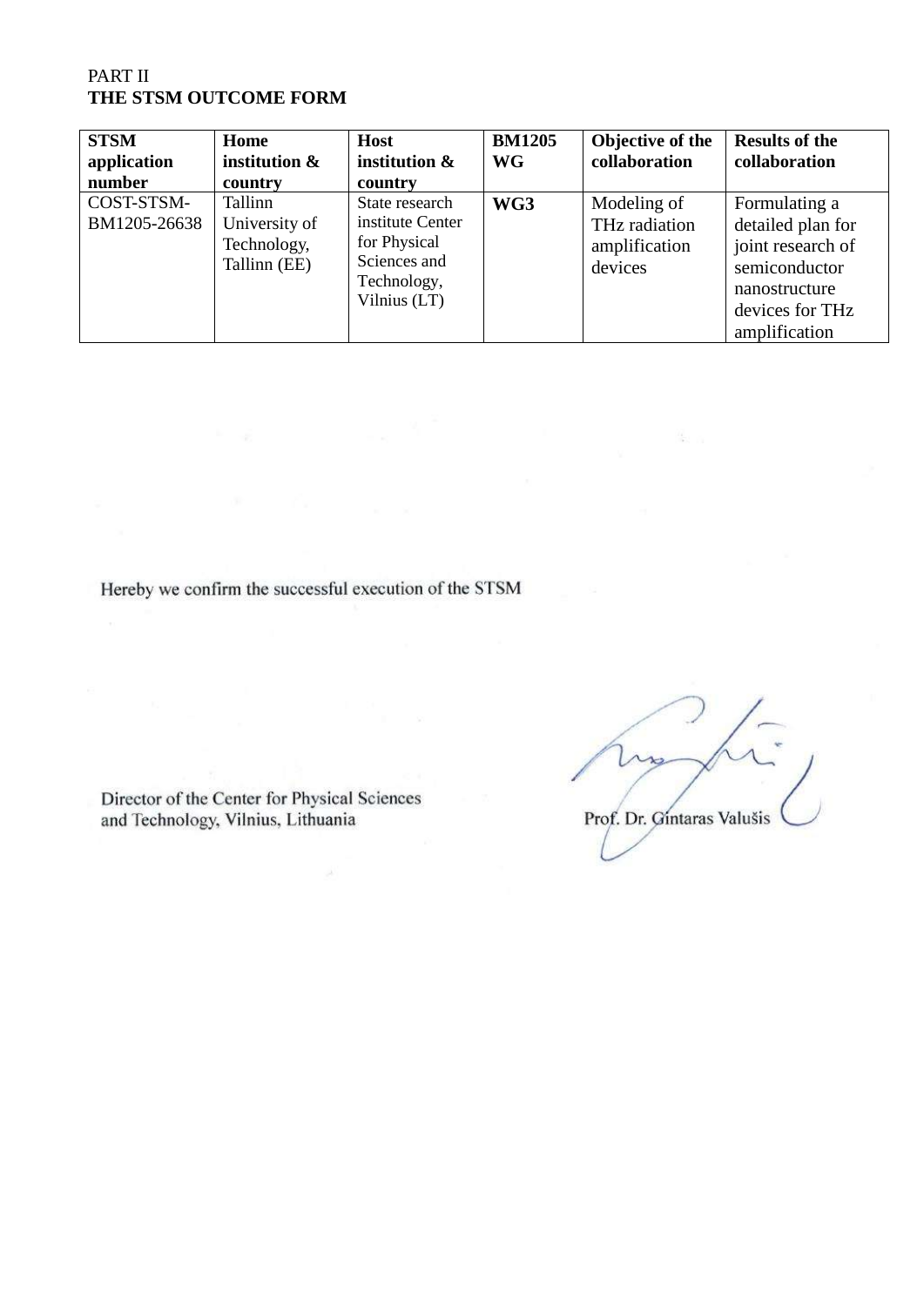PART II
**THE STSM OUTCOME FORM**

| **STSM application number** | **Home institution & country** | **Host institution & country** | **BM1205 WG** | **Objective of the collaboration** | **Results of the collaboration** |
|---|---|---|---|---|---|
| COST-STSM-BM1205-26638 | Tallinn University of Technology, Tallinn (EE) | State research institute Center for Physical Sciences and Technology, Vilnius (LT) | **WG3** | Modeling of THz radiation amplification devices | Formulating a detailed plan for joint research of semiconductor nanostructure devices for THz amplification |

Hereby we confirm the successful execution of the STSM

Director of the Center for Physical Sciences and Technology, Vilnius, Lithuania

Prof. Dr. Gintaras Valušis